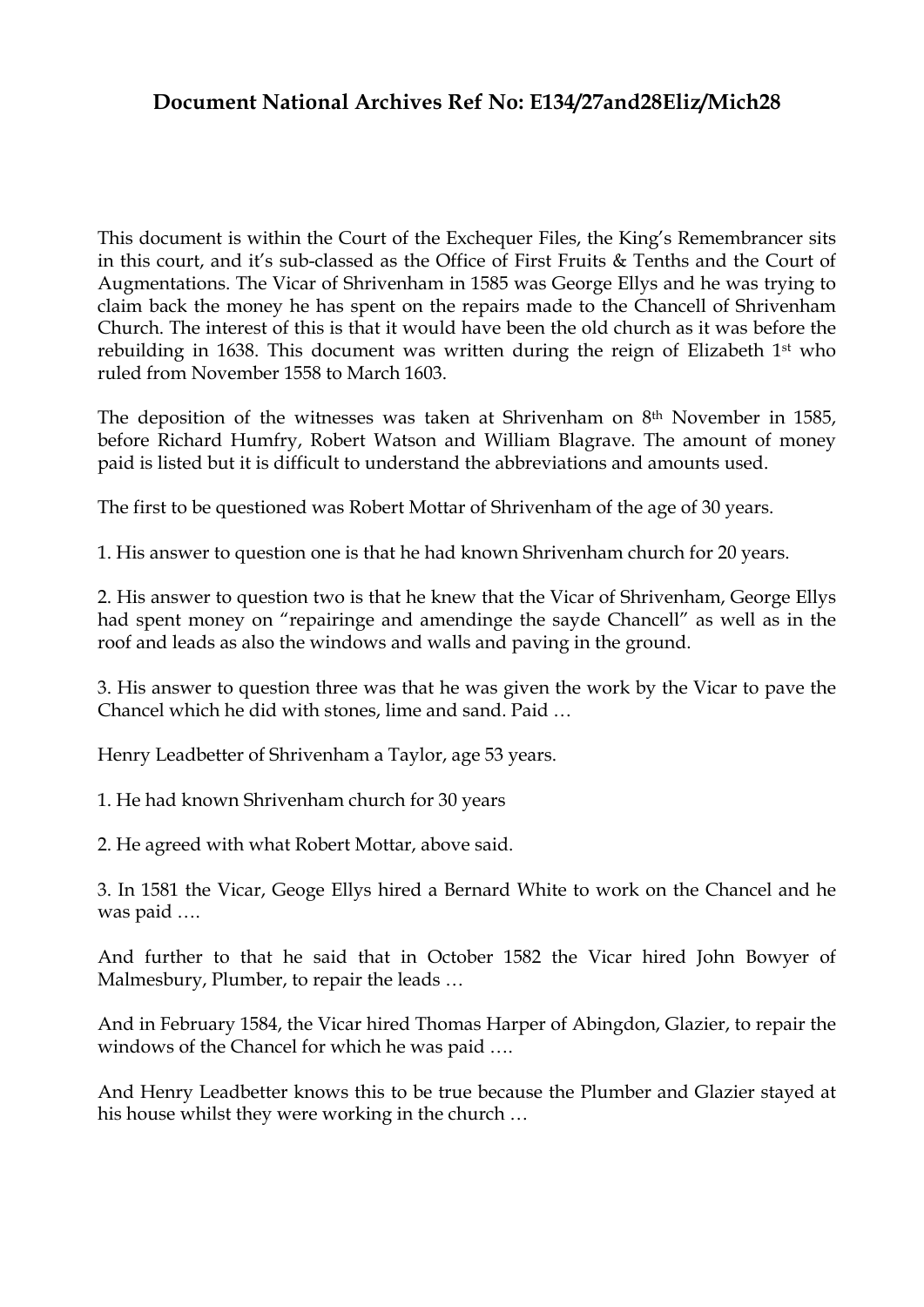# Document National Archives Ref No: E134/27and28Eliz/Mich28

This document is within the Court of the Exchequer Files, the King's Remembrancer sits in this court, and it's sub-classed as the Office of First Fruits & Tenths and the Court of Augmentations. The Vicar of Shrivenham in 1585 was George Ellys and he was trying to claim back the money he has spent on the repairs made to the Chancell of Shrivenham Church. The interest of this is that it would have been the old church as it was before the rebuilding in 1638. This document was written during the reign of Elizabeth 1st who ruled from November 1558 to March 1603.

The deposition of the witnesses was taken at Shrivenham on 8th November in 1585, before Richard Humfry, Robert Watson and William Blagrave. The amount of money paid is listed but it is difficult to understand the abbreviations and amounts used.

The first to be questioned was Robert Mottar of Shrivenham of the age of 30 years.

1. His answer to question one is that he had known Shrivenham church for 20 years.

2. His answer to question two is that he knew that the Vicar of Shrivenham, George Ellys had spent money on "repairinge and amendinge the sayde Chancell" as well as in the roof and leads as also the windows and walls and paving in the ground.

3. His answer to question three was that he was given the work by the Vicar to pave the Chancel which he did with stones, lime and sand. Paid …

Henry Leadbetter of Shrivenham a Taylor, age 53 years.

1. He had known Shrivenham church for 30 years

2. He agreed with what Robert Mottar, above said.

3. In 1581 the Vicar, Geoge Ellys hired a Bernard White to work on the Chancel and he was paid ….

And further to that he said that in October 1582 the Vicar hired John Bowyer of Malmesbury, Plumber, to repair the leads …

And in February 1584, the Vicar hired Thomas Harper of Abingdon, Glazier, to repair the windows of the Chancel for which he was paid ….

And Henry Leadbetter knows this to be true because the Plumber and Glazier stayed at his house whilst they were working in the church …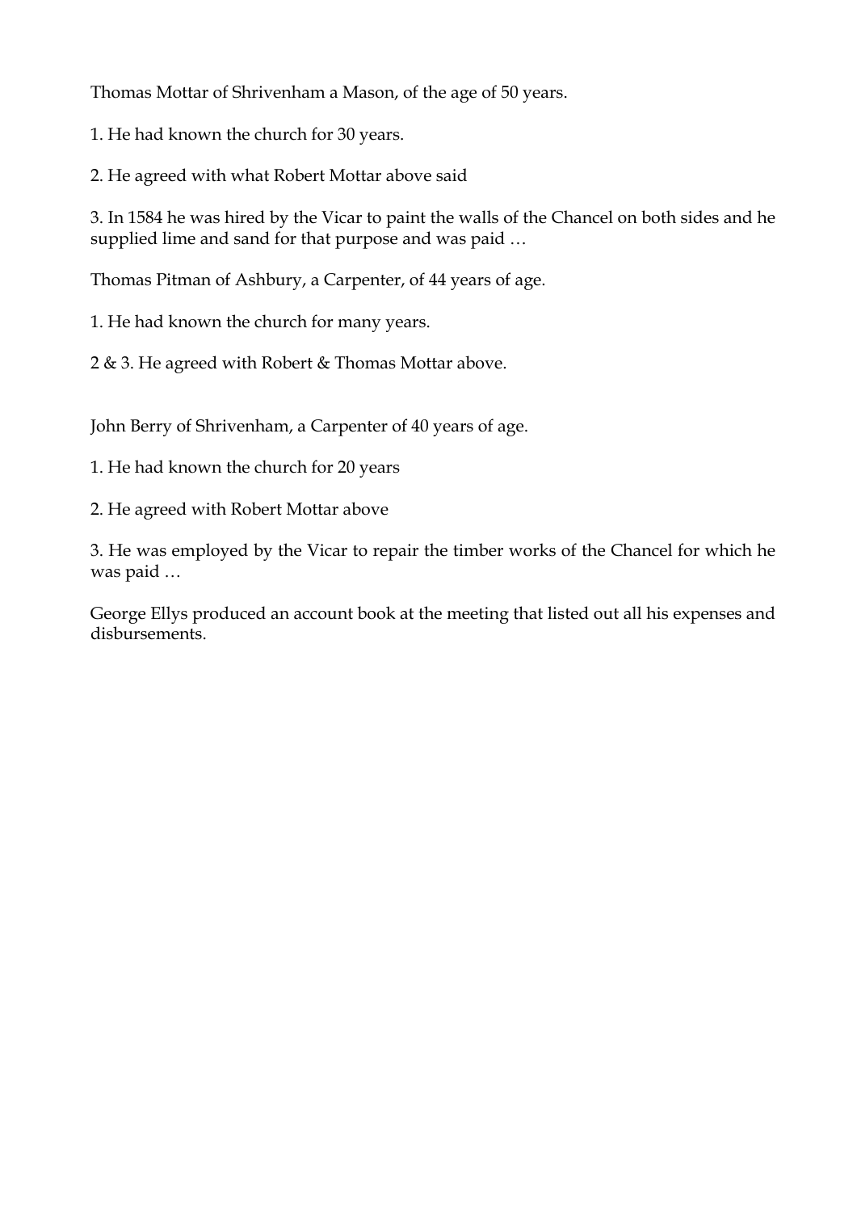Thomas Mottar of Shrivenham a Mason, of the age of 50 years.

1. He had known the church for 30 years.

2. He agreed with what Robert Mottar above said

3. In 1584 he was hired by the Vicar to paint the walls of the Chancel on both sides and he supplied lime and sand for that purpose and was paid …

Thomas Pitman of Ashbury, a Carpenter, of 44 years of age.

1. He had known the church for many years.

2 & 3. He agreed with Robert & Thomas Mottar above.

John Berry of Shrivenham, a Carpenter of 40 years of age.

1. He had known the church for 20 years

2. He agreed with Robert Mottar above

3. He was employed by the Vicar to repair the timber works of the Chancel for which he was paid …

George Ellys produced an account book at the meeting that listed out all his expenses and disbursements.